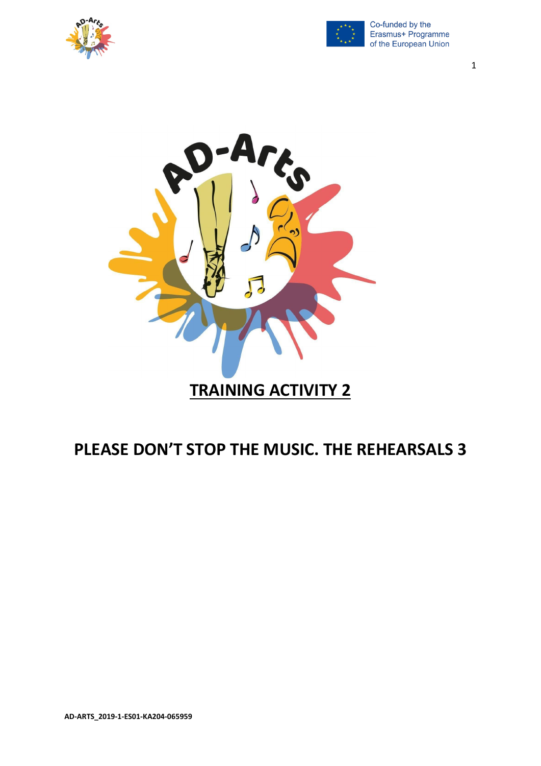# TRAINING ACTIVITY 2

## PLEASE DON'T STOP THE MUSIC. THE REHEARSALS 3

AD-ARTS_2019-1-ES01-KA204-065959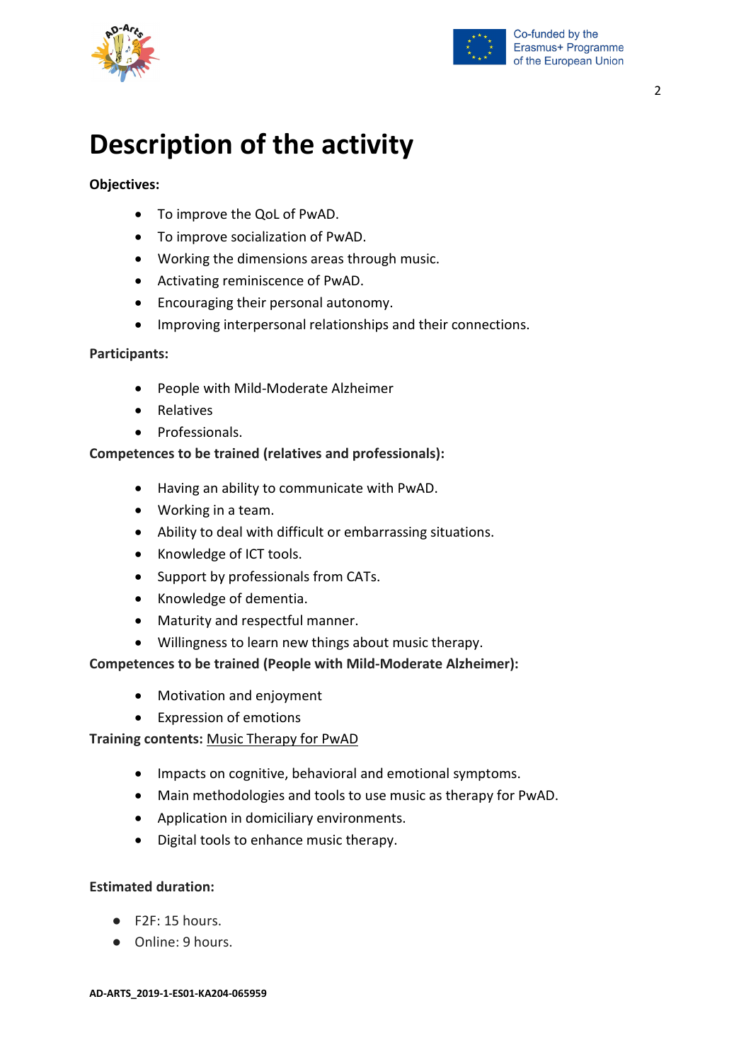# Description of the activity

**Objectives:**

- To improve the QoL of PwAD.
- To improve socialization of PwAD.
- Working the dimensions areas through music.
- Activating reminiscence of PwAD.
- Encouraging their personal autonomy.
- Improving interpersonal relationships and their connections.

**Participants:**

- People with Mild-Moderate Alzheimer
- Relatives
- Professionals.

**Competences to be trained (relatives and professionals):**

- Having an ability to communicate with PwAD.
- Working in a team.
- Ability to deal with difficult or embarrassing situations.
- Knowledge of ICT tools.
- Support by professionals from CATs.
- Knowledge of dementia.
- Maturity and respectful manner.
- Willingness to learn new things about music therapy.

**Competences to be trained (People with Mild-Moderate Alzheimer):**

- Motivation and enjoyment
- Expression of emotions

**Training contents:** Music Therapy for PwAD

- Impacts on cognitive, behavioral and emotional symptoms.
- Main methodologies and tools to use music as therapy for PwAD.
- Application in domiciliary environments.
- Digital tools to enhance music therapy.

**Estimated duration:**

- F2F: 15 hours.
- Online: 9 hours.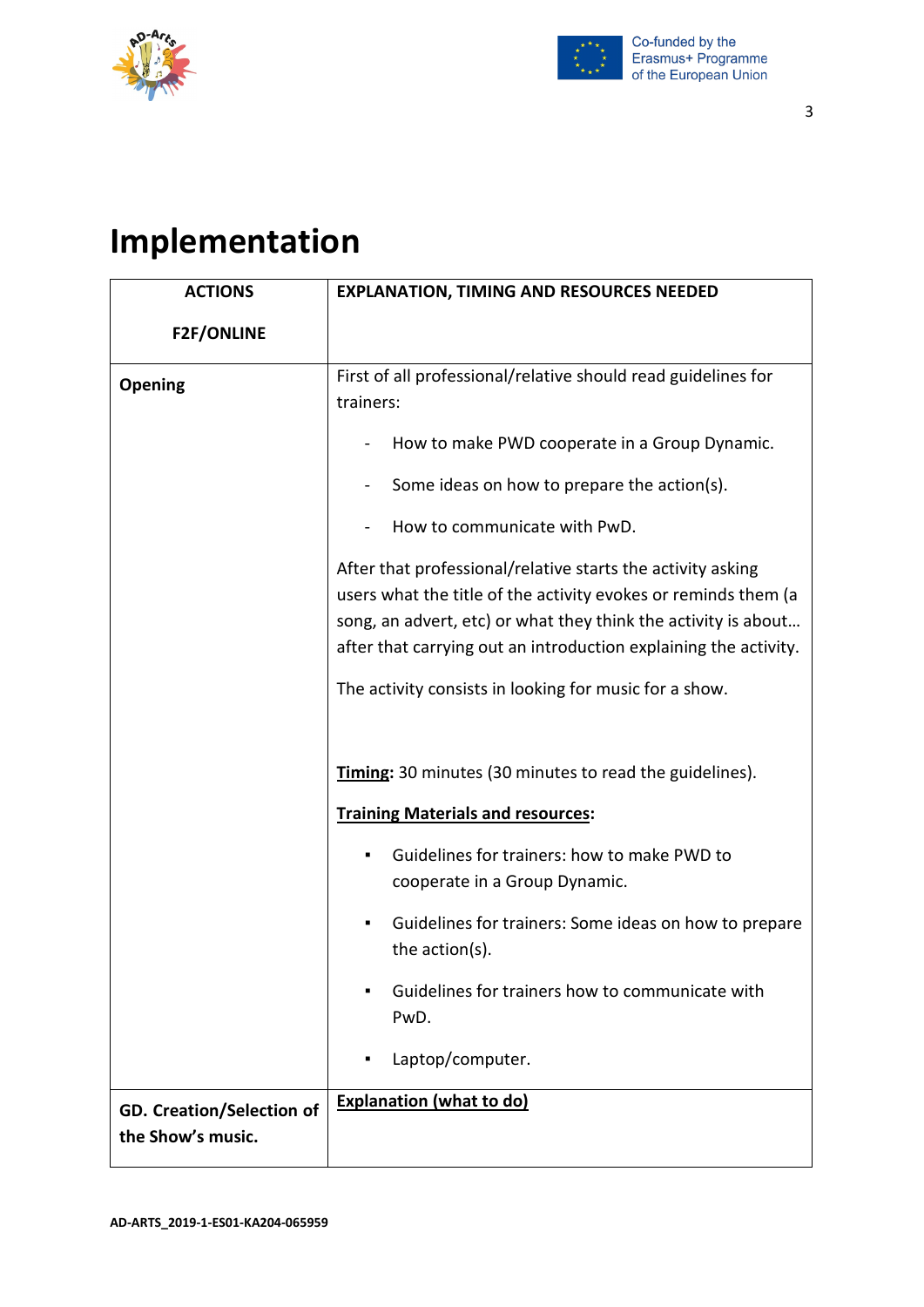# Implementation

| ACTIONS<br><br>F2F/ONLINE | EXPLANATION, TIMING AND RESOURCES NEEDED |
|---|---|
| **Opening** | First of all professional/relative should read guidelines for trainers:<br><br>- How to make PWD cooperate in a Group Dynamic.<br>- Some ideas on how to prepare the action(s).<br>- How to communicate with PwD.<br><br>After that professional/relative starts the activity asking users what the title of the activity evokes or reminds them (a song, an advert, etc) or what they think the activity is about… after that carrying out an introduction explaining the activity.<br><br>The activity consists in looking for music for a show.<br><br>**Timing:** 30 minutes (30 minutes to read the guidelines).<br><br>**Training Materials and resources:**<br><br>▪ Guidelines for trainers: how to make PWD to cooperate in a Group Dynamic.<br>▪ Guidelines for trainers: Some ideas on how to prepare the action(s).<br>▪ Guidelines for trainers how to communicate with PwD.<br>▪ Laptop/computer. |
| **GD. Creation/Selection of the Show's music.** | **Explanation (what to do)** |

AD-ARTS_2019-1-ES01-KA204-065959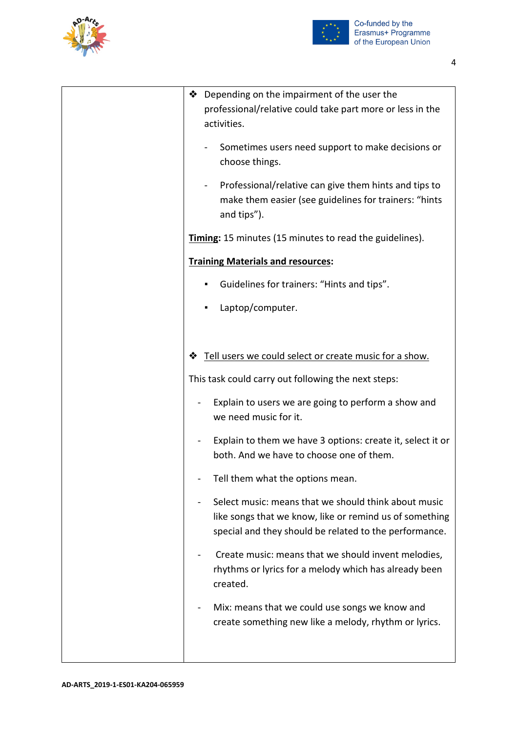| | |
|---|---|
| | ❖ Depending on the impairment of the user the professional/relative could take part more or less in the activities.<br><br>- Sometimes users need support to make decisions or choose things.<br>- Professional/relative can give them hints and tips to make them easier (see guidelines for trainers: “hints and tips”).<br><br>**<u>Timing</u>:** 15 minutes (15 minutes to read the guidelines).<br><br>**<u>Training Materials and resources</u>:**<br><br>▪ Guidelines for trainers: “Hints and tips”.<br>▪ Laptop/computer.<br><br>❖ <u>Tell users we could select or create music for a show.</u><br><br>This task could carry out following the next steps:<br><br>- Explain to users we are going to perform a show and we need music for it.<br>- Explain to them we have 3 options: create it, select it or both. And we have to choose one of them.<br>- Tell them what the options mean.<br>- Select music: means that we should think about music like songs that we know, like or remind us of something special and they should be related to the performance.<br>- Create music: means that we should invent melodies, rhythms or lyrics for a melody which has already been created.<br>- Mix: means that we could use songs we know and create something new like a melody, rhythm or lyrics. |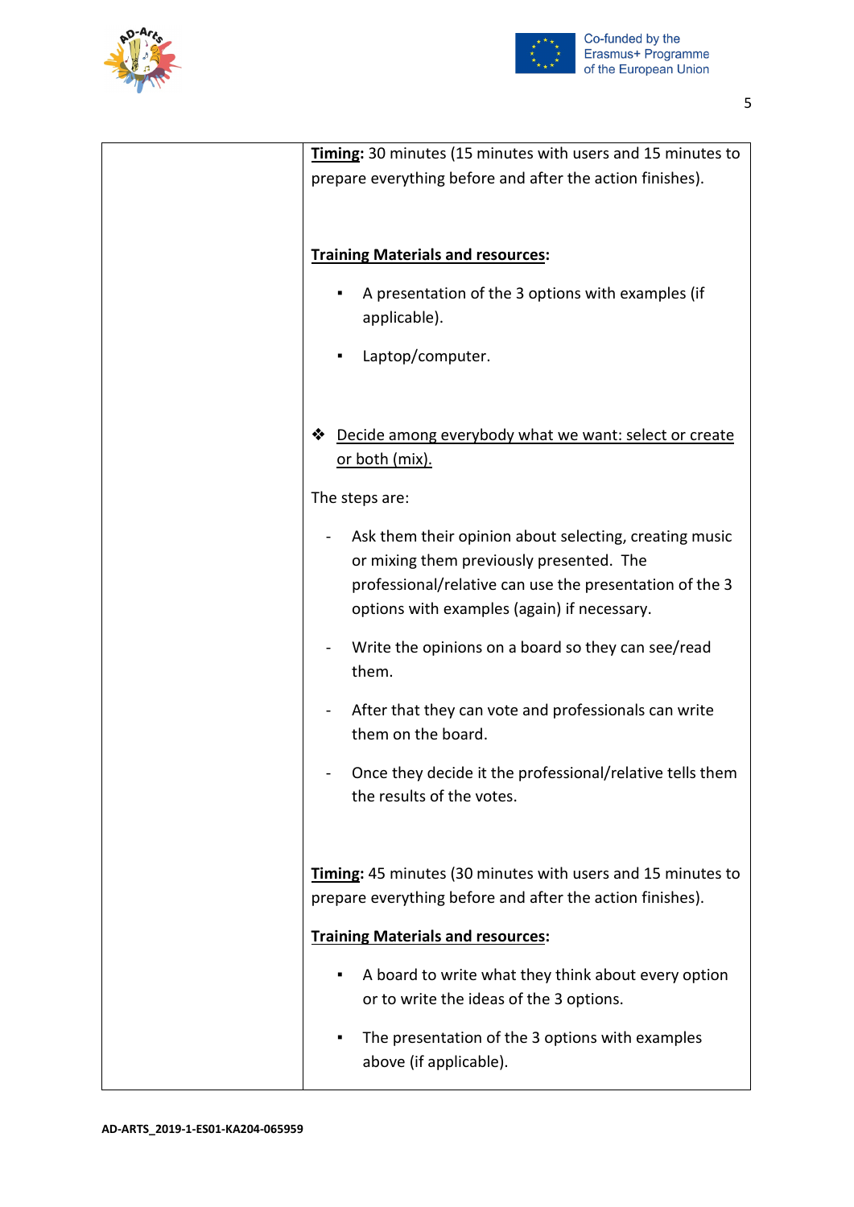| | |
|---|---|
| | **Timing:** 30 minutes (15 minutes with users and 15 minutes to prepare everything before and after the action finishes).<br><br>**Training Materials and resources:**<br><br>▪ A presentation of the 3 options with examples (if applicable).<br>▪ Laptop/computer.<br><br>❖ Decide among everybody what we want: select or create or both (mix).<br><br>The steps are:<br><br>- Ask them their opinion about selecting, creating music or mixing them previously presented. The professional/relative can use the presentation of the 3 options with examples (again) if necessary.<br>- Write the opinions on a board so they can see/read them.<br>- After that they can vote and professionals can write them on the board.<br>- Once they decide it the professional/relative tells them the results of the votes.<br><br>**Timing:** 45 minutes (30 minutes with users and 15 minutes to prepare everything before and after the action finishes).<br><br>**Training Materials and resources:**<br><br>▪ A board to write what they think about every option or to write the ideas of the 3 options.<br>▪ The presentation of the 3 options with examples above (if applicable). |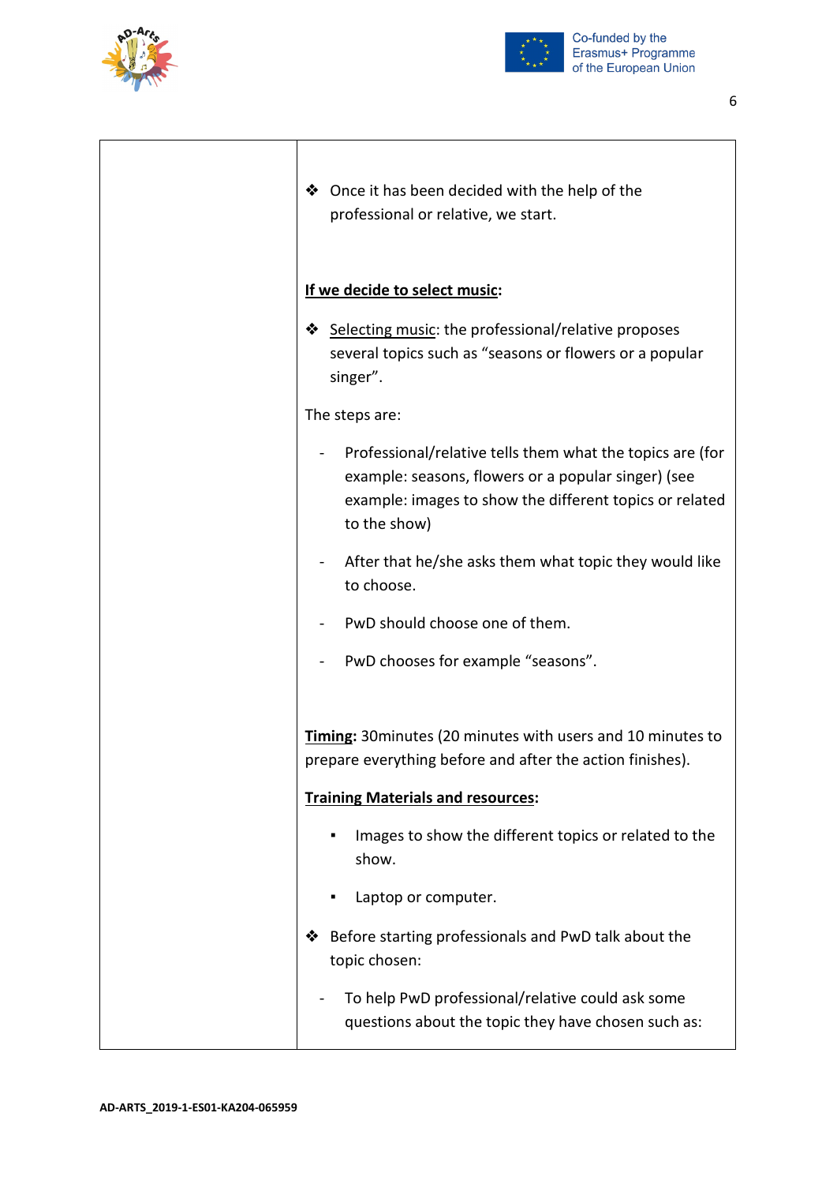| | |
|---|---|
| | ❖ Once it has been decided with the help of the professional or relative, we start.<br><br>**<u>If we decide to select music</u>:**<br><br>❖ <u>Selecting music</u>: the professional/relative proposes several topics such as “seasons or flowers or a popular singer”.<br><br>The steps are:<br><br>- Professional/relative tells them what the topics are (for example: seasons, flowers or a popular singer) (see example: images to show the different topics or related to the show)<br>- After that he/she asks them what topic they would like to choose.<br>- PwD should choose one of them.<br>- PwD chooses for example “seasons”.<br><br>**<u>Timing</u>:** 30minutes (20 minutes with users and 10 minutes to prepare everything before and after the action finishes).<br><br>**<u>Training Materials and resources</u>:**<br><br>▪ Images to show the different topics or related to the show.<br>▪ Laptop or computer.<br><br>❖ Before starting professionals and PwD talk about the topic chosen:<br><br>- To help PwD professional/relative could ask some questions about the topic they have chosen such as: |

AD-ARTS_2019-1-ES01-KA204-065959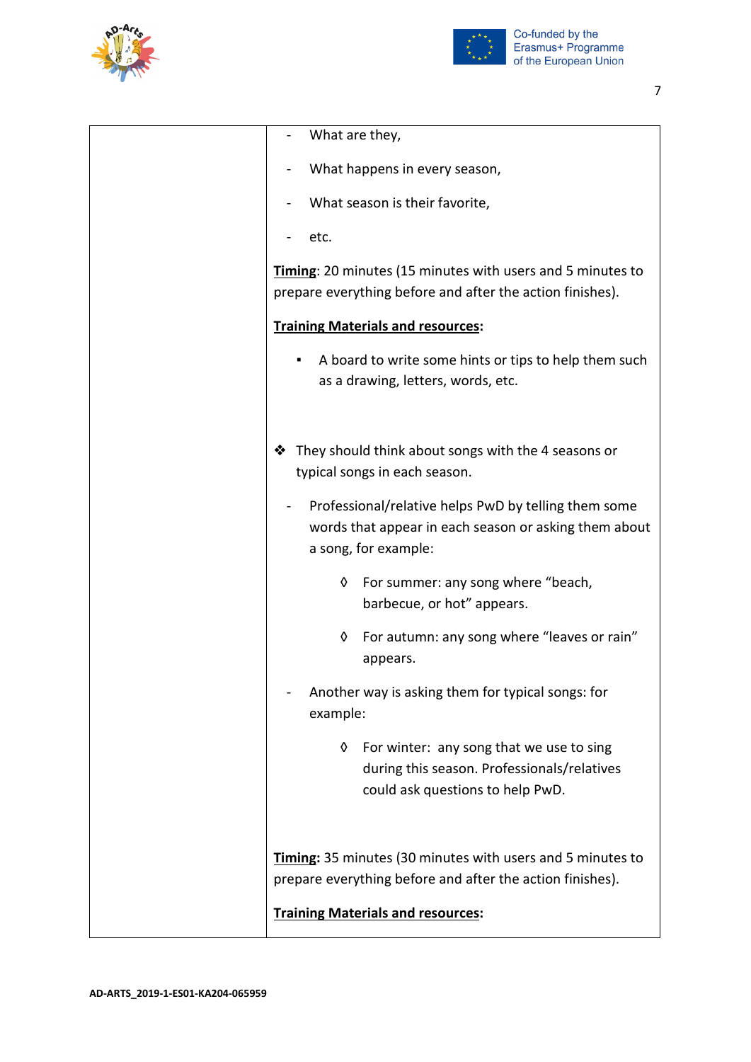| | |
|---|---|
| | - What are they,<br>- What happens in every season,<br>- What season is their favorite,<br>- etc.<br><br>**Timing**: 20 minutes (15 minutes with users and 5 minutes to prepare everything before and after the action finishes).<br><br>**Training Materials and resources:**<br><br>▪ A board to write some hints or tips to help them such as a drawing, letters, words, etc.<br><br>❖ They should think about songs with the 4 seasons or typical songs in each season.<br><br>- Professional/relative helps PwD by telling them some words that appear in each season or asking them about a song, for example:<br>  ◊ For summer: any song where "beach, barbecue, or hot" appears.<br>  ◊ For autumn: any song where "leaves or rain" appears.<br>- Another way is asking them for typical songs: for example:<br>  ◊ For winter: any song that we use to sing during this season. Professionals/relatives could ask questions to help PwD.<br><br>**Timing:** 35 minutes (30 minutes with users and 5 minutes to prepare everything before and after the action finishes).<br><br>**Training Materials and resources:** |

AD-ARTS_2019-1-ES01-KA204-065959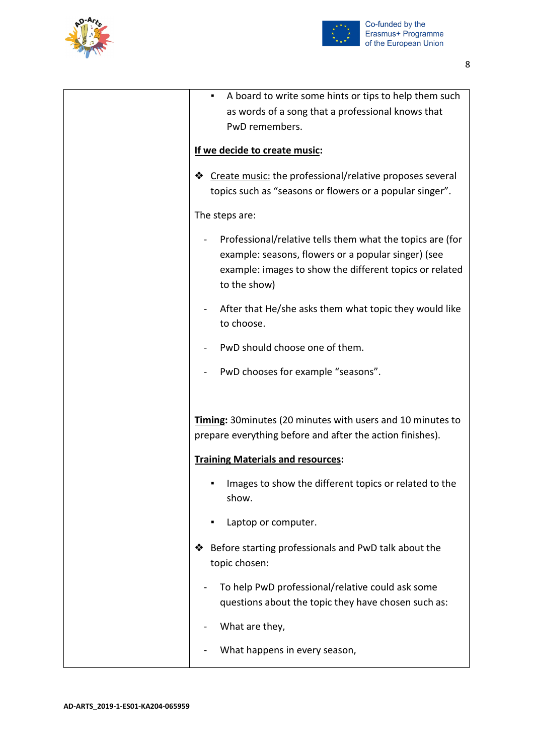| | |
|---|---|
| | ▪ A board to write some hints or tips to help them such as words of a song that a professional knows that PwD remembers.<br><br>**<u>If we decide to create music</u>:**<br><br>❖ <u>Create music:</u> the professional/relative proposes several topics such as "seasons or flowers or a popular singer".<br><br>The steps are:<br><br>- Professional/relative tells them what the topics are (for example: seasons, flowers or a popular singer) (see example: images to show the different topics or related to the show)<br>- After that He/she asks them what topic they would like to choose.<br>- PwD should choose one of them.<br>- PwD chooses for example "seasons".<br><br>**<u>Timing</u>:** 30minutes (20 minutes with users and 10 minutes to prepare everything before and after the action finishes).<br><br>**<u>Training Materials and resources</u>:**<br><br>▪ Images to show the different topics or related to the show.<br>▪ Laptop or computer.<br><br>❖ Before starting professionals and PwD talk about the topic chosen:<br><br>- To help PwD professional/relative could ask some questions about the topic they have chosen such as:<br>- What are they,<br>- What happens in every season, |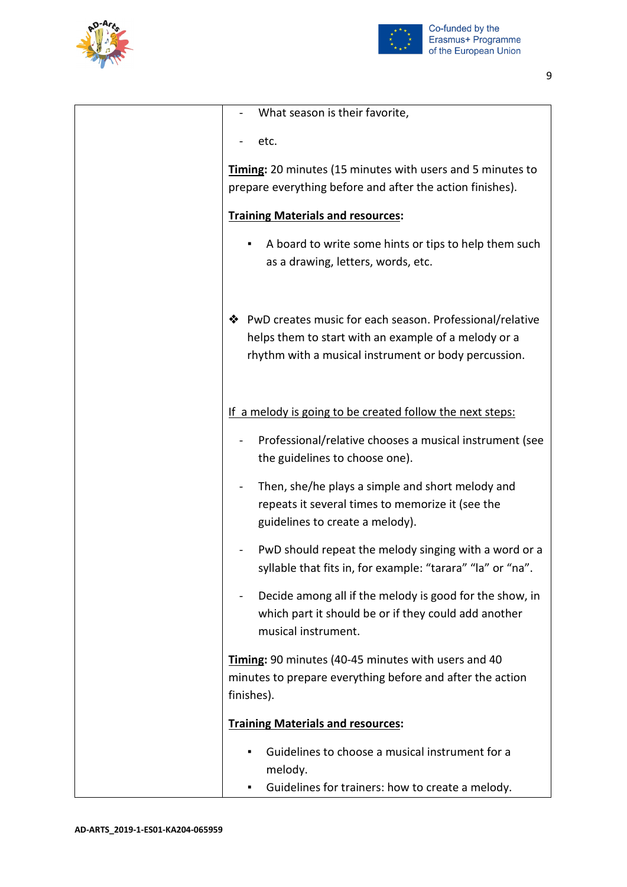| | |
|---|---|
| | - What season is their favorite,<br>- etc.<br><br>**Timing:** 20 minutes (15 minutes with users and 5 minutes to prepare everything before and after the action finishes).<br><br>**Training Materials and resources:**<br><br>▪ A board to write some hints or tips to help them such as a drawing, letters, words, etc.<br><br>❖ PwD creates music for each season. Professional/relative helps them to start with an example of a melody or a rhythm with a musical instrument or body percussion.<br><br>If a melody is going to be created follow the next steps:<br><br>- Professional/relative chooses a musical instrument (see the guidelines to choose one).<br>- Then, she/he plays a simple and short melody and repeats it several times to memorize it (see the guidelines to create a melody).<br>- PwD should repeat the melody singing with a word or a syllable that fits in, for example: "tarara" "la" or "na".<br>- Decide among all if the melody is good for the show, in which part it should be or if they could add another musical instrument.<br><br>**Timing:** 90 minutes (40-45 minutes with users and 40 minutes to prepare everything before and after the action finishes).<br><br>**Training Materials and resources:**<br><br>▪ Guidelines to choose a musical instrument for a melody.<br>▪ Guidelines for trainers: how to create a melody. |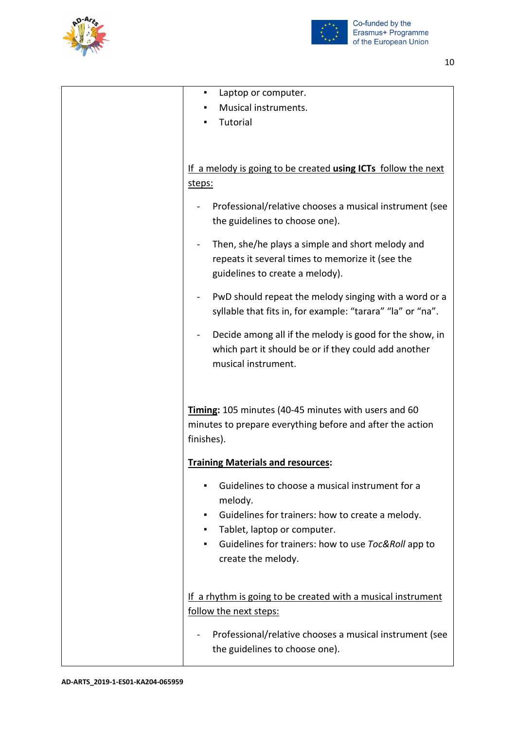| | |
|---|---|
| | ▪ Laptop or computer.<br>▪ Musical instruments.<br>▪ Tutorial<br><br>If a melody is going to be created **using ICTs** follow the next steps:<br><br>- Professional/relative chooses a musical instrument (see the guidelines to choose one).<br>- Then, she/he plays a simple and short melody and repeats it several times to memorize it (see the guidelines to create a melody).<br>- PwD should repeat the melody singing with a word or a syllable that fits in, for example: "tarara" "la" or "na".<br>- Decide among all if the melody is good for the show, in which part it should be or if they could add another musical instrument.<br><br>**Timing:** 105 minutes (40-45 minutes with users and 60 minutes to prepare everything before and after the action finishes).<br><br>**Training Materials and resources:**<br><br>▪ Guidelines to choose a musical instrument for a melody.<br>▪ Guidelines for trainers: how to create a melody.<br>▪ Tablet, laptop or computer.<br>▪ Guidelines for trainers: how to use *Toc&Roll* app to create the melody.<br><br>If a rhythm is going to be created with a musical instrument follow the next steps:<br><br>- Professional/relative chooses a musical instrument (see the guidelines to choose one). |

AD-ARTS_2019-1-ES01-KA204-065959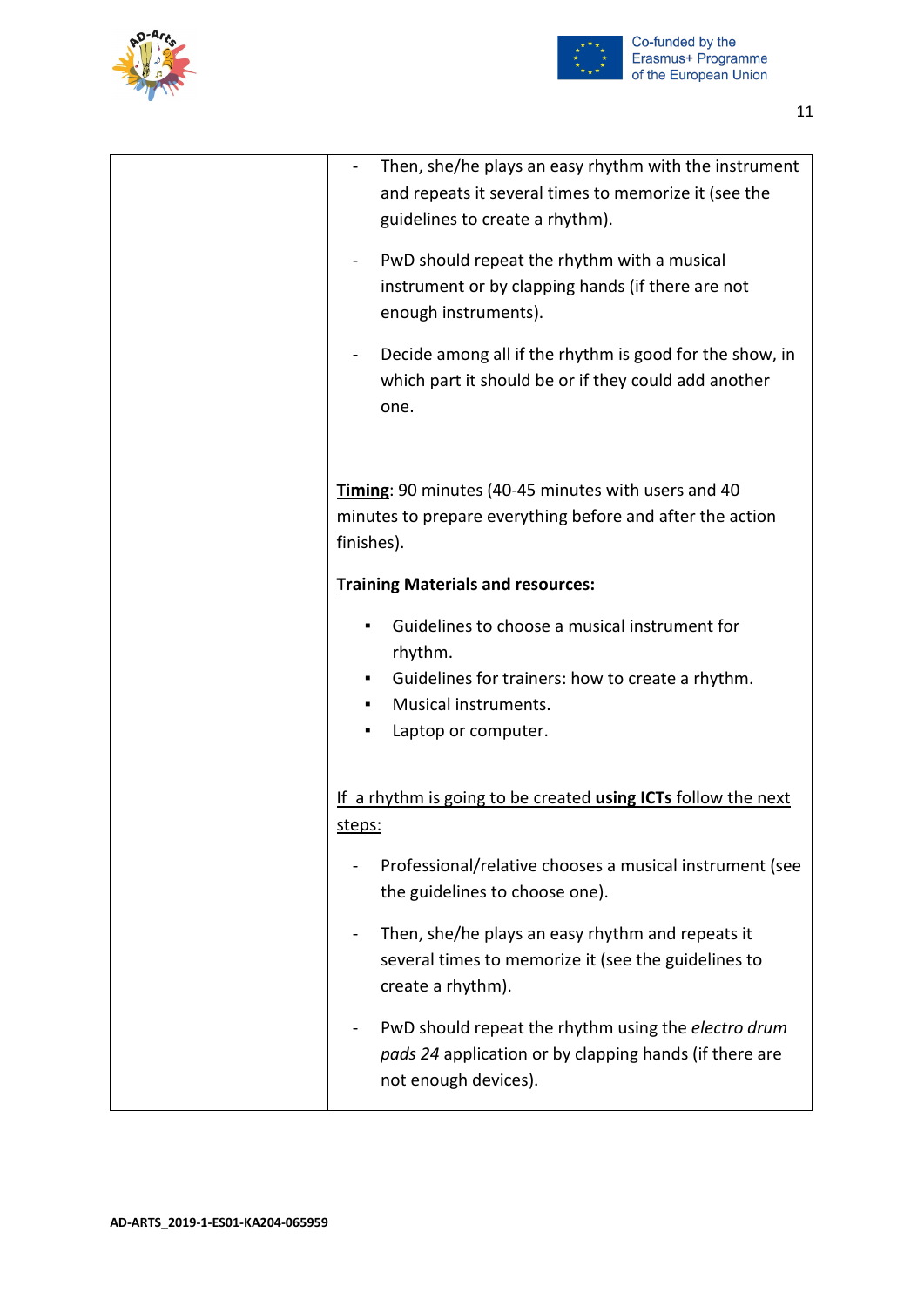| | |
|---|---|
| | - Then, she/he plays an easy rhythm with the instrument and repeats it several times to memorize it (see the guidelines to create a rhythm).<br><br>- PwD should repeat the rhythm with a musical instrument or by clapping hands (if there are not enough instruments).<br><br>- Decide among all if the rhythm is good for the show, in which part it should be or if they could add another one.<br><br>**Timing**: 90 minutes (40-45 minutes with users and 40 minutes to prepare everything before and after the action finishes).<br><br>**Training Materials and resources:**<br><br>▪ Guidelines to choose a musical instrument for rhythm.<br>▪ Guidelines for trainers: how to create a rhythm.<br>▪ Musical instruments.<br>▪ Laptop or computer.<br><br>If a rhythm is going to be created **using ICTs** follow the next steps:<br><br>- Professional/relative chooses a musical instrument (see the guidelines to choose one).<br><br>- Then, she/he plays an easy rhythm and repeats it several times to memorize it (see the guidelines to create a rhythm).<br><br>- PwD should repeat the rhythm using the *electro drum pads 24* application or by clapping hands (if there are not enough devices). |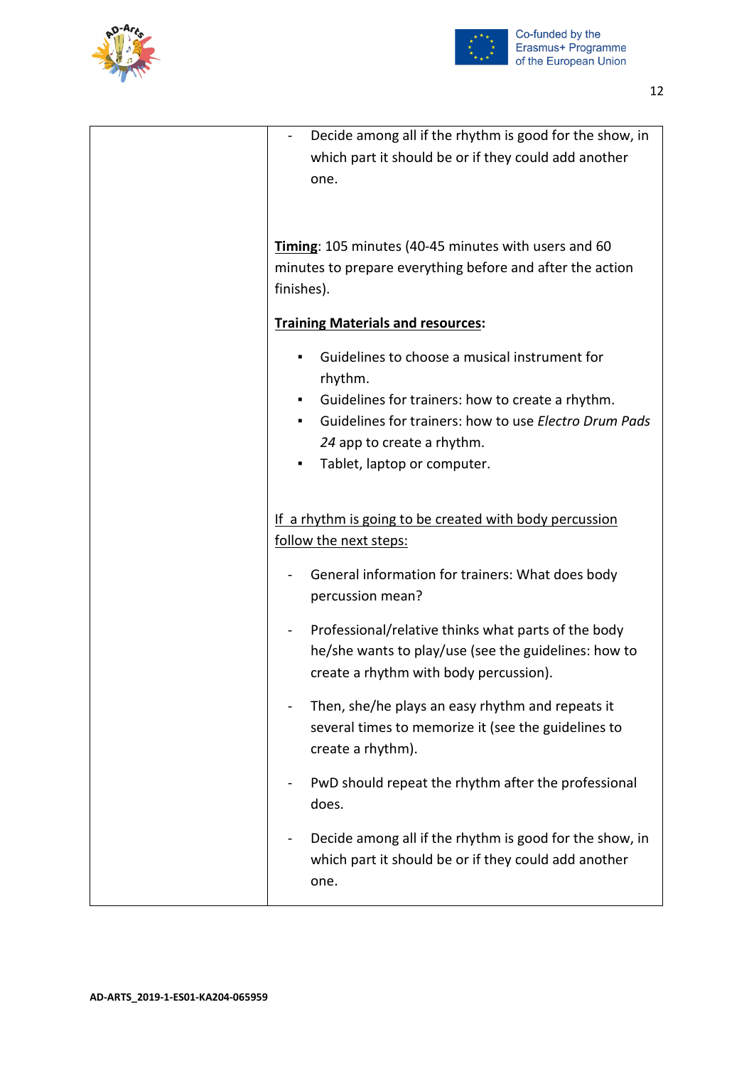| | |
|---|---|
| | - Decide among all if the rhythm is good for the show, in which part it should be or if they could add another one.<br><br>**Timing**: 105 minutes (40-45 minutes with users and 60 minutes to prepare everything before and after the action finishes).<br><br>**Training Materials and resources:**<br><br>▪ Guidelines to choose a musical instrument for rhythm.<br>▪ Guidelines for trainers: how to create a rhythm.<br>▪ Guidelines for trainers: how to use *Electro Drum Pads 24* app to create a rhythm.<br>▪ Tablet, laptop or computer.<br><br>If a rhythm is going to be created with body percussion follow the next steps:<br><br>- General information for trainers: What does body percussion mean?<br>- Professional/relative thinks what parts of the body he/she wants to play/use (see the guidelines: how to create a rhythm with body percussion).<br>- Then, she/he plays an easy rhythm and repeats it several times to memorize it (see the guidelines to create a rhythm).<br>- PwD should repeat the rhythm after the professional does.<br>- Decide among all if the rhythm is good for the show, in which part it should be or if they could add another one. |

AD-ARTS_2019-1-ES01-KA204-065959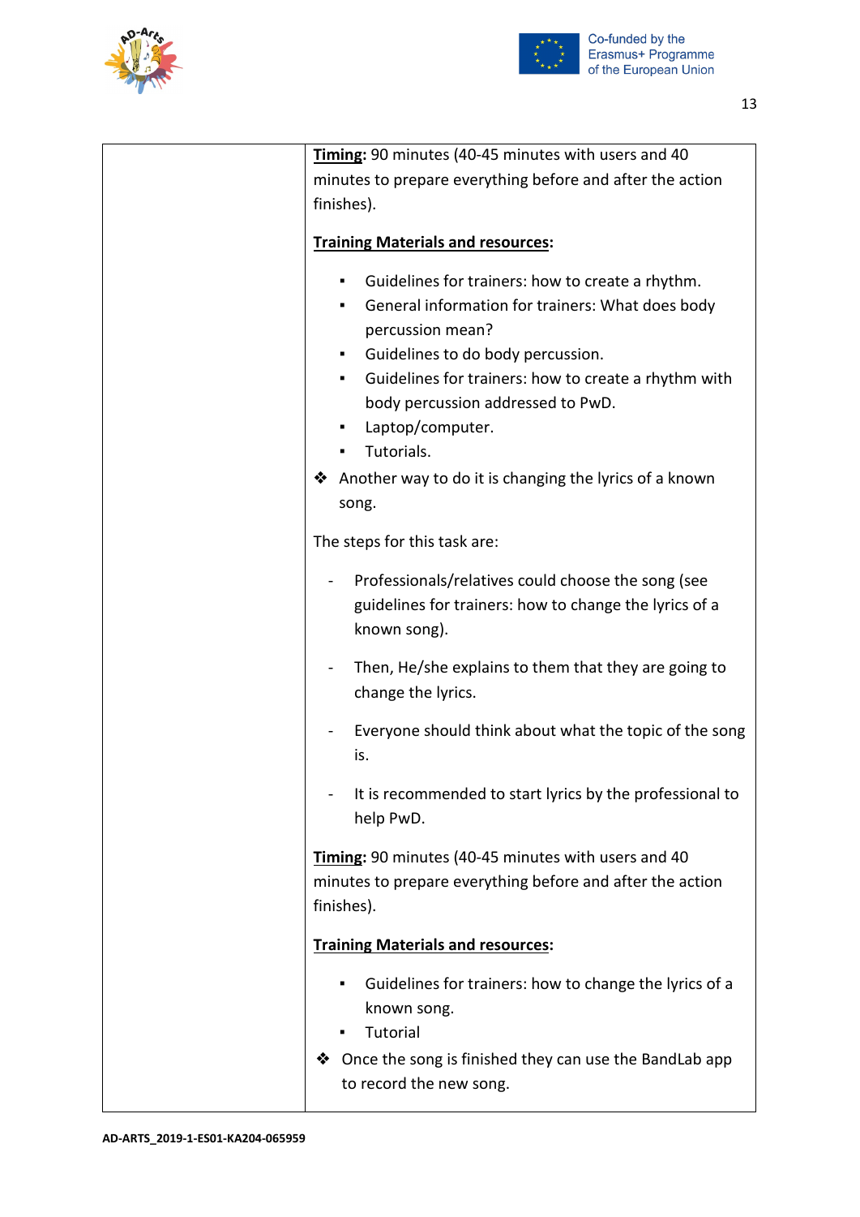| | |
|---|---|
| | **Timing:** 90 minutes (40-45 minutes with users and 40 minutes to prepare everything before and after the action finishes).<br><br>**Training Materials and resources:**<br><br>▪ Guidelines for trainers: how to create a rhythm.<br>▪ General information for trainers: What does body percussion mean?<br>▪ Guidelines to do body percussion.<br>▪ Guidelines for trainers: how to create a rhythm with body percussion addressed to PwD.<br>▪ Laptop/computer.<br>▪ Tutorials.<br><br>❖ Another way to do it is changing the lyrics of a known song.<br><br>The steps for this task are:<br><br>- Professionals/relatives could choose the song (see guidelines for trainers: how to change the lyrics of a known song).<br>- Then, He/she explains to them that they are going to change the lyrics.<br>- Everyone should think about what the topic of the song is.<br>- It is recommended to start lyrics by the professional to help PwD.<br><br>**Timing:** 90 minutes (40-45 minutes with users and 40 minutes to prepare everything before and after the action finishes).<br><br>**Training Materials and resources:**<br><br>▪ Guidelines for trainers: how to change the lyrics of a known song.<br>▪ Tutorial<br><br>❖ Once the song is finished they can use the BandLab app to record the new song. |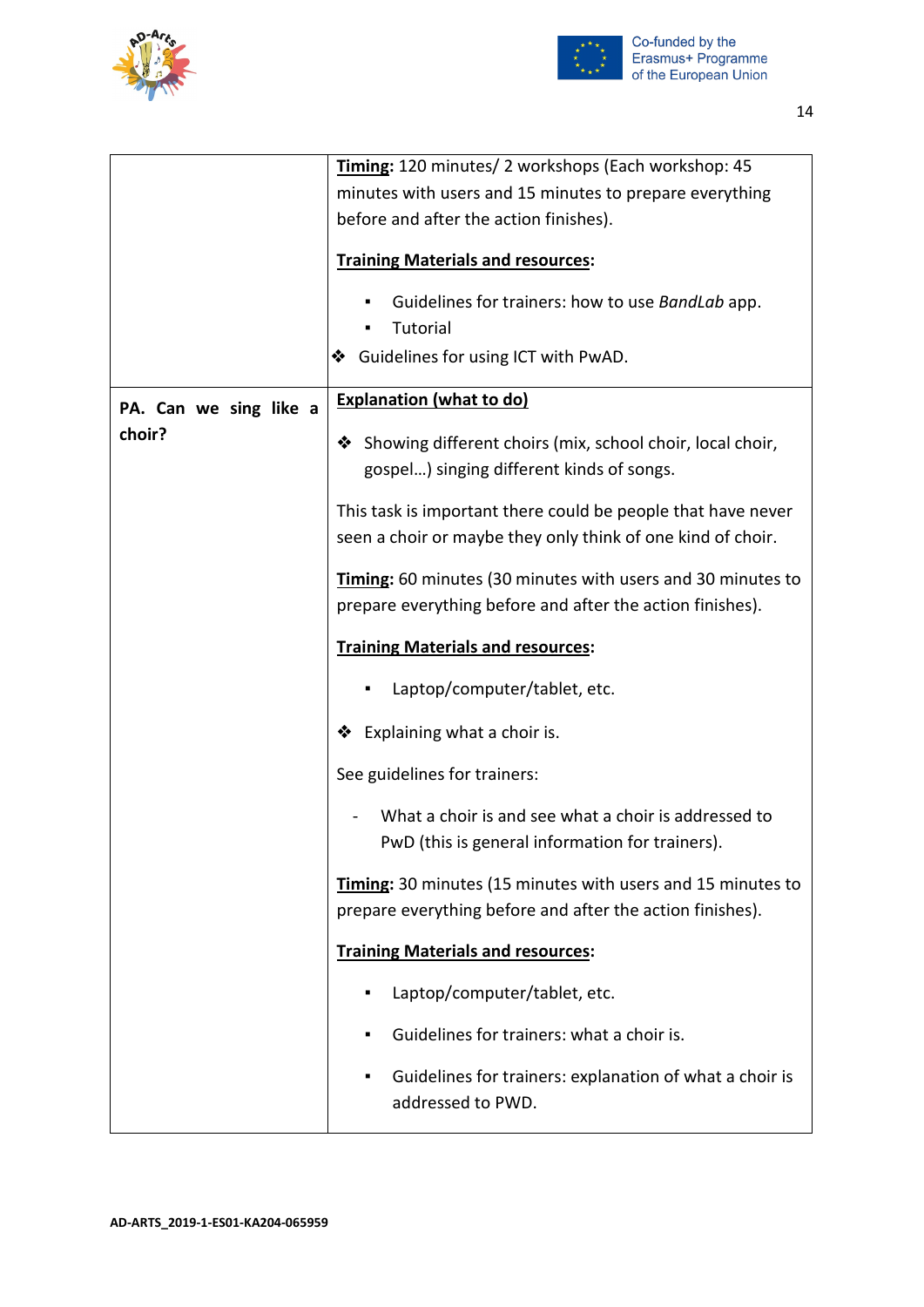| | |
|---|---|
| | **Timing:** 120 minutes/ 2 workshops (Each workshop: 45 minutes with users and 15 minutes to prepare everything before and after the action finishes).<br><br>**Training Materials and resources:**<br><br>▪ Guidelines for trainers: how to use *BandLab* app.<br>▪ Tutorial<br><br>❖ Guidelines for using ICT with PwAD. |
| **PA. Can we sing like a choir?** | **Explanation (what to do)**<br><br>❖ Showing different choirs (mix, school choir, local choir, gospel…) singing different kinds of songs.<br><br>This task is important there could be people that have never seen a choir or maybe they only think of one kind of choir.<br><br>**Timing:** 60 minutes (30 minutes with users and 30 minutes to prepare everything before and after the action finishes).<br><br>**Training Materials and resources:**<br><br>▪ Laptop/computer/tablet, etc.<br><br>❖ Explaining what a choir is.<br><br>See guidelines for trainers:<br><br>- What a choir is and see what a choir is addressed to PwD (this is general information for trainers).<br><br>**Timing:** 30 minutes (15 minutes with users and 15 minutes to prepare everything before and after the action finishes).<br><br>**Training Materials and resources:**<br><br>▪ Laptop/computer/tablet, etc.<br><br>▪ Guidelines for trainers: what a choir is.<br><br>▪ Guidelines for trainers: explanation of what a choir is addressed to PWD. |

AD-ARTS_2019-1-ES01-KA204-065959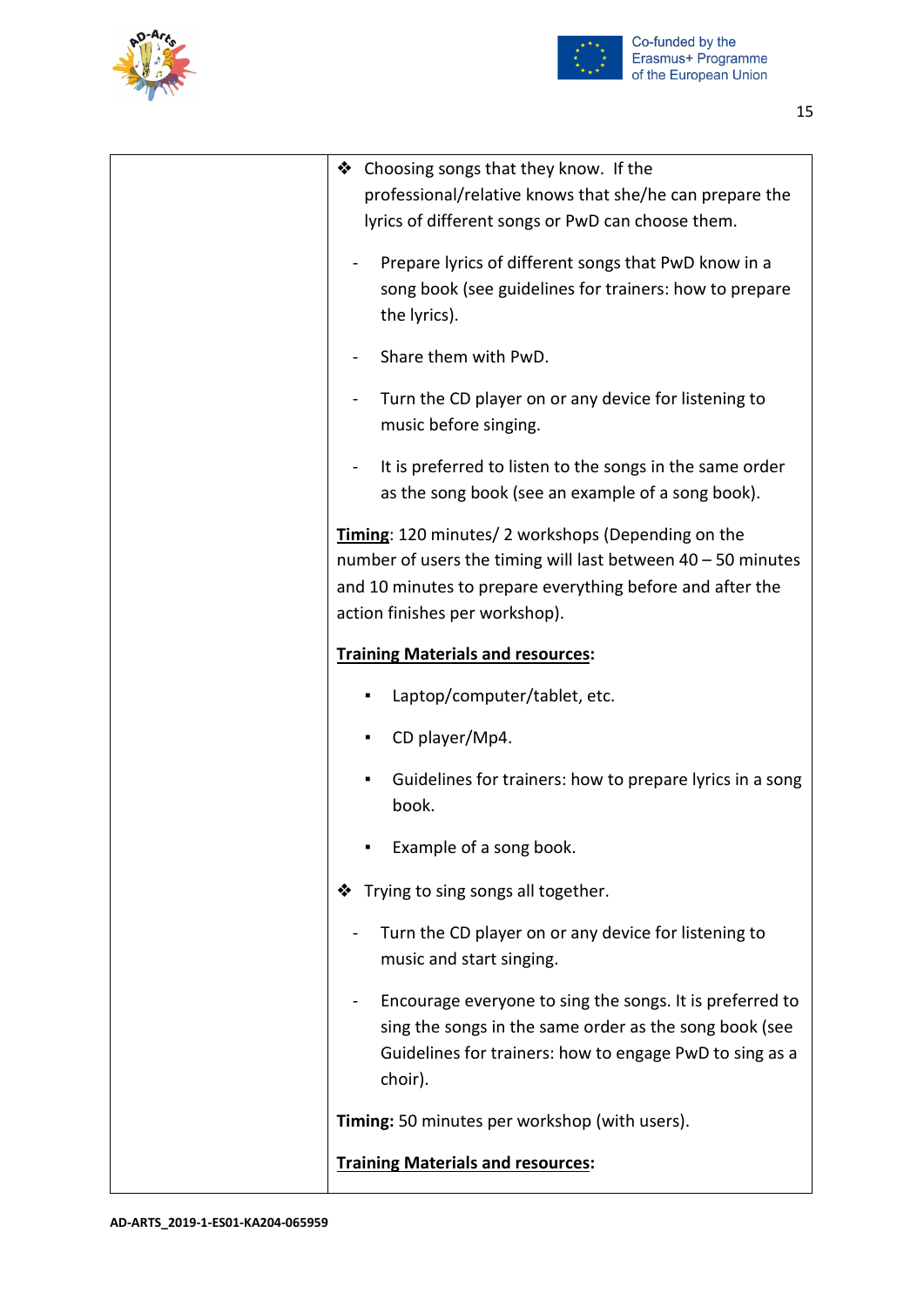| | |
|---|---|
| | ❖ Choosing songs that they know. If the professional/relative knows that she/he can prepare the lyrics of different songs or PwD can choose them.<br><br>- Prepare lyrics of different songs that PwD know in a song book (see guidelines for trainers: how to prepare the lyrics).<br>- Share them with PwD.<br>- Turn the CD player on or any device for listening to music before singing.<br>- It is preferred to listen to the songs in the same order as the song book (see an example of a song book).<br><br>**Timing**: 120 minutes/ 2 workshops (Depending on the number of users the timing will last between 40 – 50 minutes and 10 minutes to prepare everything before and after the action finishes per workshop).<br><br>**Training Materials and resources:**<br><br>▪ Laptop/computer/tablet, etc.<br>▪ CD player/Mp4.<br>▪ Guidelines for trainers: how to prepare lyrics in a song book.<br>▪ Example of a song book.<br><br>❖ Trying to sing songs all together.<br><br>- Turn the CD player on or any device for listening to music and start singing.<br>- Encourage everyone to sing the songs. It is preferred to sing the songs in the same order as the song book (see Guidelines for trainers: how to engage PwD to sing as a choir).<br><br>**Timing:** 50 minutes per workshop (with users).<br><br>**Training Materials and resources:** |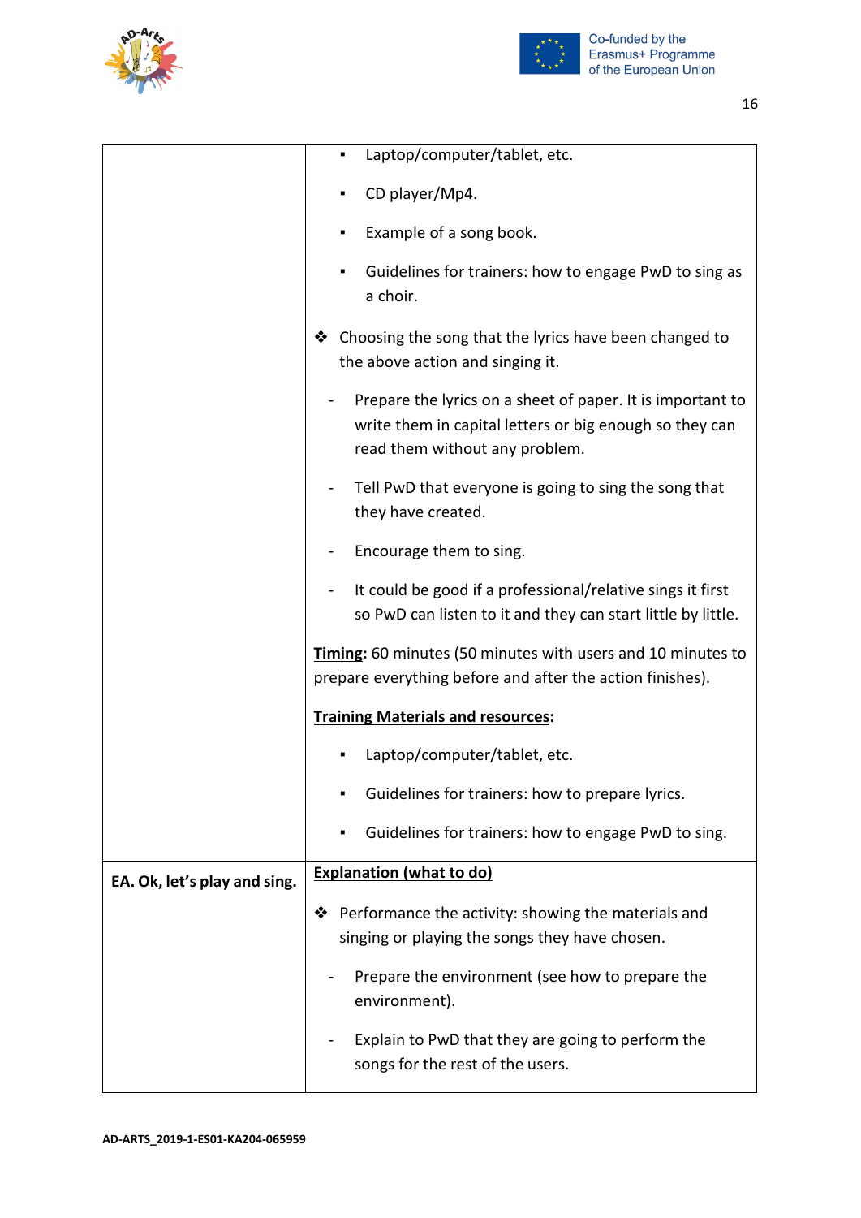| | |
|---|---|
| | ▪ Laptop/computer/tablet, etc.<br><br>▪ CD player/Mp4.<br><br>▪ Example of a song book.<br><br>▪ Guidelines for trainers: how to engage PwD to sing as a choir.<br><br>❖ Choosing the song that the lyrics have been changed to the above action and singing it.<br><br>- Prepare the lyrics on a sheet of paper. It is important to write them in capital letters or big enough so they can read them without any problem.<br><br>- Tell PwD that everyone is going to sing the song that they have created.<br><br>- Encourage them to sing.<br><br>- It could be good if a professional/relative sings it first so PwD can listen to it and they can start little by little.<br><br>**Timing:** 60 minutes (50 minutes with users and 10 minutes to prepare everything before and after the action finishes).<br><br>**Training Materials and resources:**<br><br>▪ Laptop/computer/tablet, etc.<br><br>▪ Guidelines for trainers: how to prepare lyrics.<br><br>▪ Guidelines for trainers: how to engage PwD to sing. |
| **EA. Ok, let's play and sing.** | **Explanation (what to do)**<br><br>❖ Performance the activity: showing the materials and singing or playing the songs they have chosen.<br><br>- Prepare the environment (see how to prepare the environment).<br><br>- Explain to PwD that they are going to perform the songs for the rest of the users. |

AD-ARTS_2019-1-ES01-KA204-065959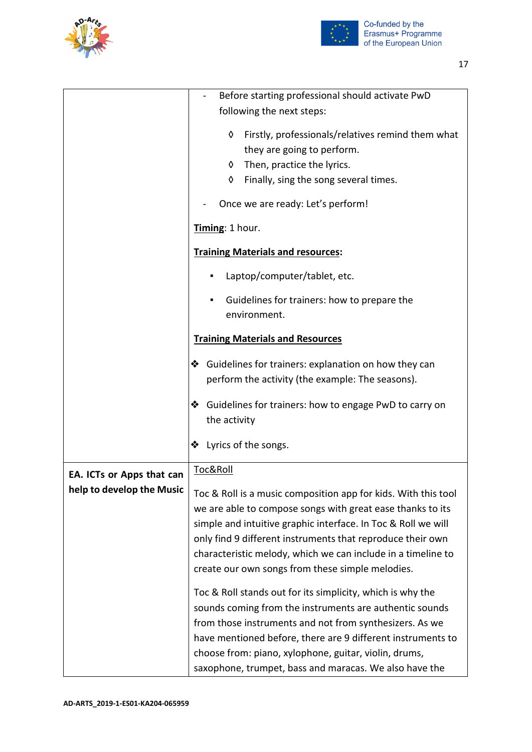| | |
|---|---|
| | - Before starting professional should activate PwD following the next steps:<br><br>◊ Firstly, professionals/relatives remind them what they are going to perform.<br>◊ Then, practice the lyrics.<br>◊ Finally, sing the song several times.<br><br>- Once we are ready: Let's perform!<br><br>**Timing**: 1 hour.<br><br>**Training Materials and resources**:<br><br>▪ Laptop/computer/tablet, etc.<br><br>▪ Guidelines for trainers: how to prepare the environment.<br><br>**Training Materials and Resources**<br><br>❖ Guidelines for trainers: explanation on how they can perform the activity (the example: The seasons).<br><br>❖ Guidelines for trainers: how to engage PwD to carry on the activity<br><br>❖ Lyrics of the songs. |
| **EA. ICTs or Apps that can help to develop the Music** | Toc&Roll<br><br>Toc & Roll is a music composition app for kids. With this tool we are able to compose songs with great ease thanks to its simple and intuitive graphic interface. In Toc & Roll we will only find 9 different instruments that reproduce their own characteristic melody, which we can include in a timeline to create our own songs from these simple melodies.<br><br>Toc & Roll stands out for its simplicity, which is why the sounds coming from the instruments are authentic sounds from those instruments and not from synthesizers. As we have mentioned before, there are 9 different instruments to choose from: piano, xylophone, guitar, violin, drums, saxophone, trumpet, bass and maracas. We also have the |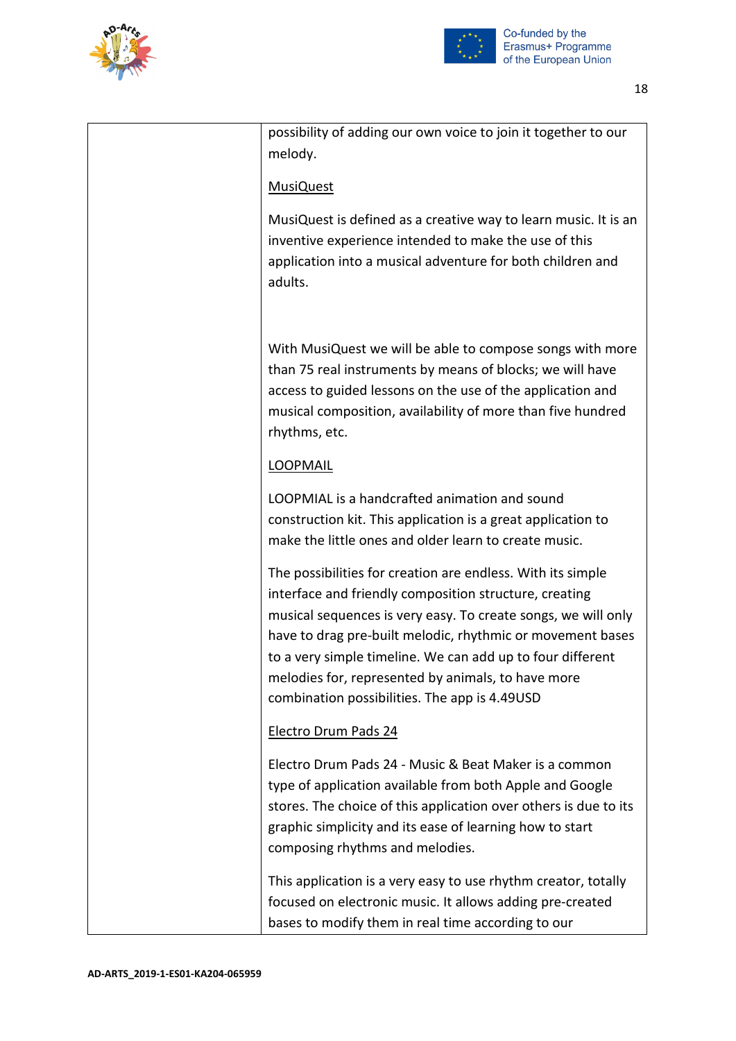| | |
|---|---|
| | possibility of adding our own voice to join it together to our melody.<br><br><u>MusiQuest</u><br><br>MusiQuest is defined as a creative way to learn music. It is an inventive experience intended to make the use of this application into a musical adventure for both children and adults.<br><br>With MusiQuest we will be able to compose songs with more than 75 real instruments by means of blocks; we will have access to guided lessons on the use of the application and musical composition, availability of more than five hundred rhythms, etc.<br><br><u>LOOPMAIL</u><br><br>LOOPMIAL is a handcrafted animation and sound construction kit. This application is a great application to make the little ones and older learn to create music.<br><br>The possibilities for creation are endless. With its simple interface and friendly composition structure, creating musical sequences is very easy. To create songs, we will only have to drag pre-built melodic, rhythmic or movement bases to a very simple timeline. We can add up to four different melodies for, represented by animals, to have more combination possibilities. The app is 4.49USD<br><br><u>Electro Drum Pads 24</u><br><br>Electro Drum Pads 24 - Music & Beat Maker is a common type of application available from both Apple and Google stores. The choice of this application over others is due to its graphic simplicity and its ease of learning how to start composing rhythms and melodies.<br><br>This application is a very easy to use rhythm creator, totally focused on electronic music. It allows adding pre-created bases to modify them in real time according to our |

AD-ARTS_2019-1-ES01-KA204-065959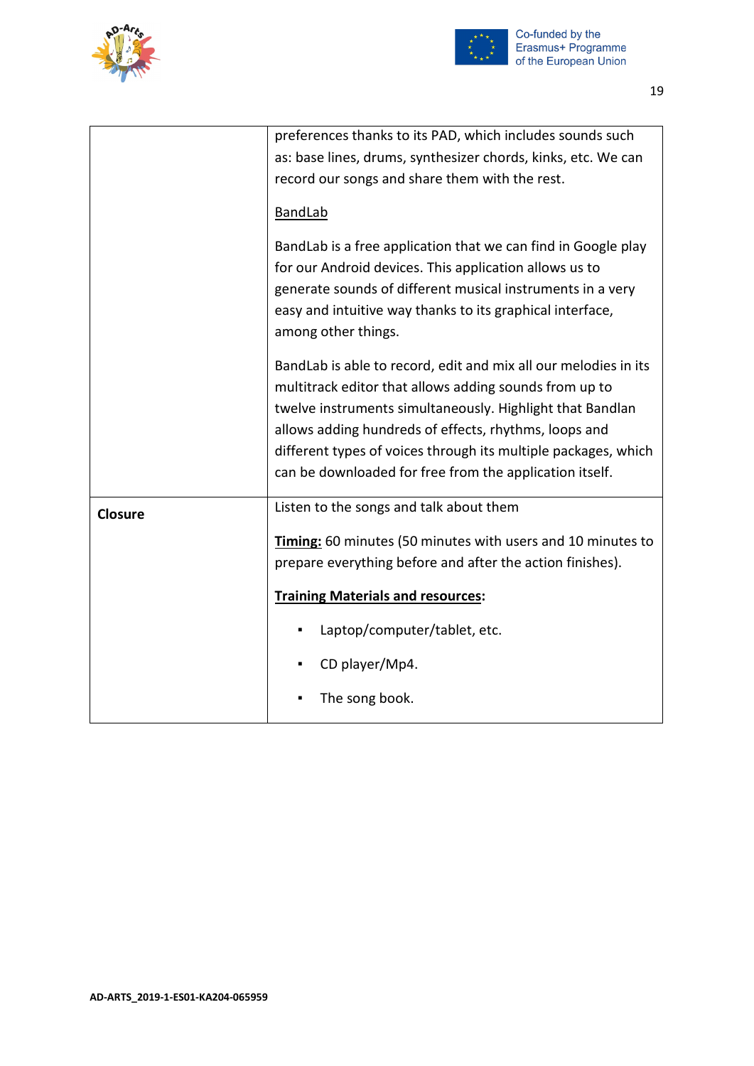| | |
|---|---|
| | preferences thanks to its PAD, which includes sounds such as: base lines, drums, synthesizer chords, kinks, etc. We can record our songs and share them with the rest.<br><br>BandLab<br><br>BandLab is a free application that we can find in Google play for our Android devices. This application allows us to generate sounds of different musical instruments in a very easy and intuitive way thanks to its graphical interface, among other things.<br><br>BandLab is able to record, edit and mix all our melodies in its multitrack editor that allows adding sounds from up to twelve instruments simultaneously. Highlight that Bandlan allows adding hundreds of effects, rhythms, loops and different types of voices through its multiple packages, which can be downloaded for free from the application itself. |
| **Closure** | Listen to the songs and talk about them<br><br>**Timing:** 60 minutes (50 minutes with users and 10 minutes to prepare everything before and after the action finishes).<br><br>**Training Materials and resources:**<br><br>▪ Laptop/computer/tablet, etc.<br>▪ CD player/Mp4.<br>▪ The song book. |

AD-ARTS_2019-1-ES01-KA204-065959